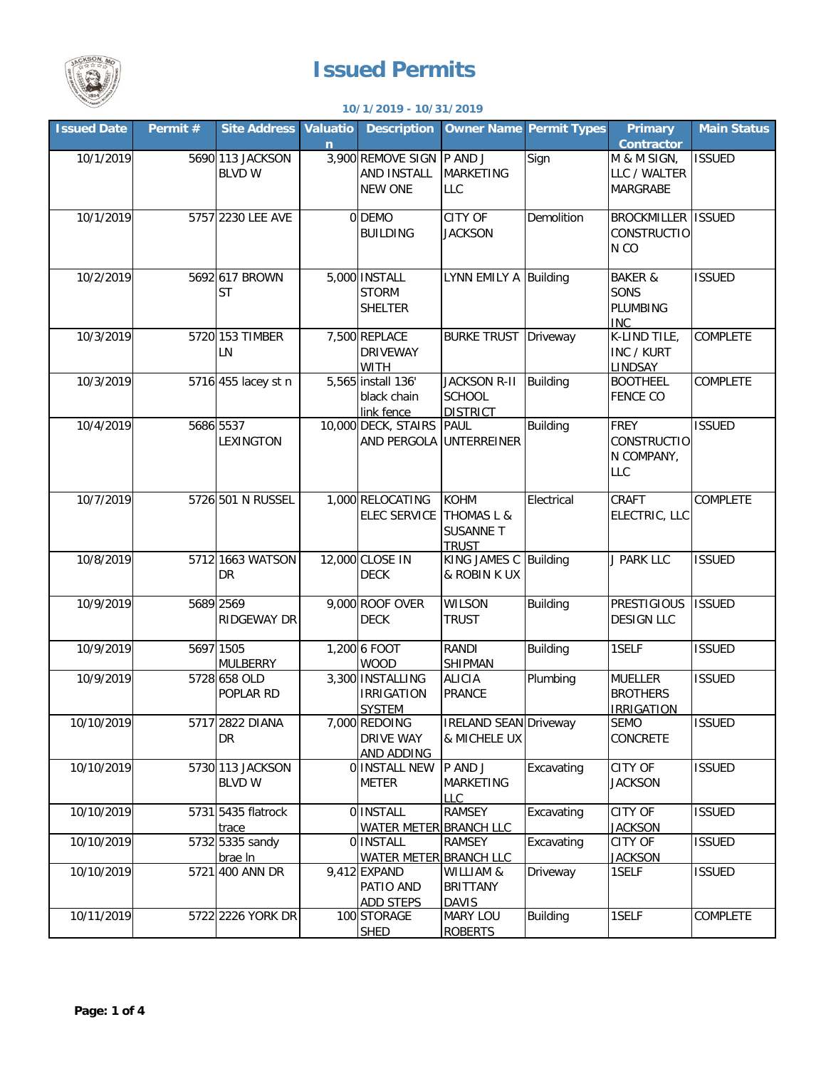# Issued Permits

**10/1/2019 - 10/31/2019**

| Issued Date | Permit # | Site Address | Valuation | Description | Owner Name | Permit Types | Primary Contractor | Main Status |
|---|---|---|---|---|---|---|---|---|
| 10/1/2019 | 5690 | 113 JACKSON BLVD W | 3,900 | REMOVE SIGN AND INSTALL NEW ONE | P AND J MARKETING LLC | Sign | M & M SIGN, LLC / WALTER MARGRABE | ISSUED |
| 10/1/2019 | 5757 | 2230 LEE AVE | 0 | DEMO BUILDING | CITY OF JACKSON | Demolition | BROCKMILLER CONSTRUCTION CO | ISSUED |
| 10/2/2019 | 5692 | 617 BROWN ST | 5,000 | INSTALL STORM SHELTER | LYNN EMILY A | Building | BAKER & SONS PLUMBING INC | ISSUED |
| 10/3/2019 | 5720 | 153 TIMBER LN | 7,500 | REPLACE DRIVEWAY WITH | BURKE TRUST | Driveway | K-LIND TILE, INC / KURT LINDSAY | COMPLETE |
| 10/3/2019 | 5716 | 455 lacey st n | 5,565 | install 136' black chain link fence | JACKSON R-II SCHOOL DISTRICT | Building | BOOTHEEL FENCE CO | COMPLETE |
| 10/4/2019 | 5686 | 5537 LEXINGTON | 10,000 | DECK, STAIRS AND PERGOLA | PAUL UNTERREINER | Building | FREY CONSTRUCTION COMPANY, LLC | ISSUED |
| 10/7/2019 | 5726 | 501 N RUSSEL | 1,000 | RELOCATING ELEC SERVICE | KOHM THOMAS L & SUSANNE T TRUST | Electrical | CRAFT ELECTRIC, LLC | COMPLETE |
| 10/8/2019 | 5712 | 1663 WATSON DR | 12,000 | CLOSE IN DECK | KING JAMES C & ROBIN K UX | Building | J PARK LLC | ISSUED |
| 10/9/2019 | 5689 | 2569 RIDGEWAY DR | 9,000 | ROOF OVER DECK | WILSON TRUST | Building | PRESTIGIOUS DESIGN LLC | ISSUED |
| 10/9/2019 | 5697 | 1505 MULBERRY | 1,200 | 6 FOOT WOOD | RANDI SHIPMAN | Building | 1SELF | ISSUED |
| 10/9/2019 | 5728 | 658 OLD POPLAR RD | 3,300 | INSTALLING IRRIGATION SYSTEM | ALICIA PRANCE | Plumbing | MUELLER BROTHERS IRRIGATION | ISSUED |
| 10/10/2019 | 5717 | 2822 DIANA DR | 7,000 | REDOING DRIVE WAY AND ADDING | IRELAND SEAN & MICHELE UX | Driveway | SEMO CONCRETE | ISSUED |
| 10/10/2019 | 5730 | 113 JACKSON BLVD W | 0 | INSTALL NEW METER | P AND J MARKETING LLC | Excavating | CITY OF JACKSON | ISSUED |
| 10/10/2019 | 5731 | 5435 flatrock trace | 0 | INSTALL WATER METER | RAMSEY BRANCH LLC | Excavating | CITY OF JACKSON | ISSUED |
| 10/10/2019 | 5732 | 5335 sandy brae ln | 0 | INSTALL WATER METER | RAMSEY BRANCH LLC | Excavating | CITY OF JACKSON | ISSUED |
| 10/10/2019 | 5721 | 400 ANN DR | 9,412 | EXPAND PATIO AND ADD STEPS | WILLIAM & BRITTANY DAVIS | Driveway | 1SELF | ISSUED |
| 10/11/2019 | 5722 | 2226 YORK DR | 100 | STORAGE SHED | MARY LOU ROBERTS | Building | 1SELF | COMPLETE |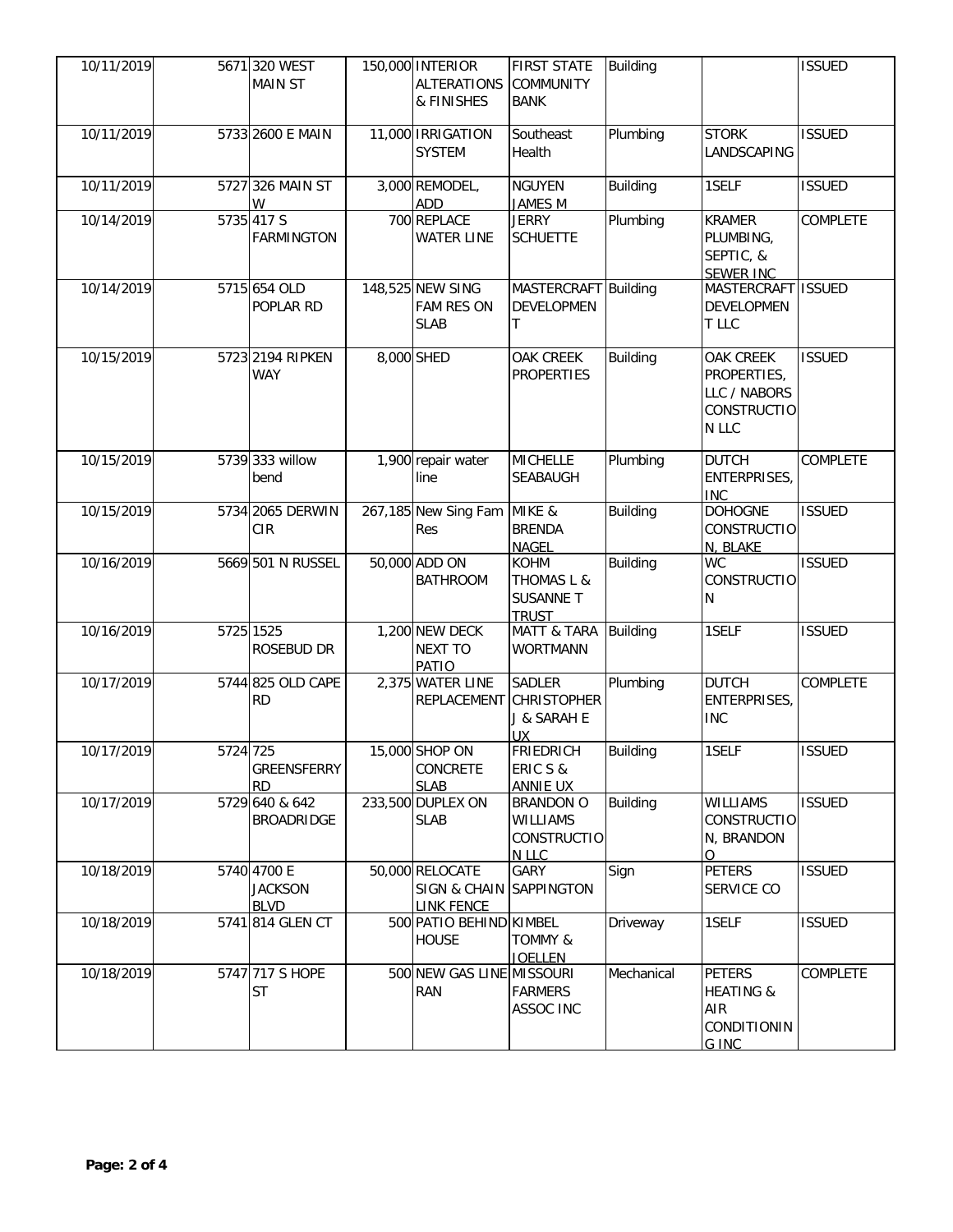| | | | | | | | | |
|---|---|---|---|---|---|---|---|---|
| 10/11/2019 | 5671 | 320 WEST MAIN ST | 150,000 | INTERIOR ALTERATIONS & FINISHES | FIRST STATE COMMUNITY BANK | Building | | ISSUED |
| 10/11/2019 | 5733 | 2600 E MAIN | 11,000 | IRRIGATION SYSTEM | Southeast Health | Plumbing | STORK LANDSCAPING | ISSUED |
| 10/11/2019 | 5727 | 326 MAIN ST W | 3,000 | REMODEL, ADD | NGUYEN JAMES M | Building | 1SELF | ISSUED |
| 10/14/2019 | 5735 | 417 S FARMINGTON | 700 | REPLACE WATER LINE | JERRY SCHUETTE | Plumbing | KRAMER PLUMBING, SEPTIC, & SEWER INC | COMPLETE |
| 10/14/2019 | 5715 | 654 OLD POPLAR RD | 148,525 | NEW SING FAM RES ON SLAB | MASTERCRAFT DEVELOPMENT | Building | MASTERCRAFT DEVELOPMENT LLC | ISSUED |
| 10/15/2019 | 5723 | 2194 RIPKEN WAY | 8,000 | SHED | OAK CREEK PROPERTIES | Building | OAK CREEK PROPERTIES, LLC / NABORS CONSTRUCTION LLC | ISSUED |
| 10/15/2019 | 5739 | 333 willow bend | 1,900 | repair water line | MICHELLE SEABAUGH | Plumbing | DUTCH ENTERPRISES, INC | COMPLETE |
| 10/15/2019 | 5734 | 2065 DERWIN CIR | 267,185 | New Sing Fam Res | MIKE & BRENDA NAGEL | Building | DOHOGNE CONSTRUCTION, BLAKE | ISSUED |
| 10/16/2019 | 5669 | 501 N RUSSEL | 50,000 | ADD ON BATHROOM | KOHM THOMAS L & SUSANNE T TRUST | Building | WC CONSTRUCTION | ISSUED |
| 10/16/2019 | 5725 | 1525 ROSEBUD DR | 1,200 | NEW DECK NEXT TO PATIO | MATT & TARA WORTMANN | Building | 1SELF | ISSUED |
| 10/17/2019 | 5744 | 825 OLD CAPE RD | 2,375 | WATER LINE REPLACEMENT | SADLER CHRISTOPHER J & SARAH E UX | Plumbing | DUTCH ENTERPRISES, INC | COMPLETE |
| 10/17/2019 | 5724 | 725 GREENSFERRY RD | 15,000 | SHOP ON CONCRETE SLAB | FRIEDRICH ERIC S & ANNIE UX | Building | 1SELF | ISSUED |
| 10/17/2019 | 5729 | 640 & 642 BROADRIDGE | 233,500 | DUPLEX ON SLAB | BRANDON O WILLIAMS CONSTRUCTION LLC | Building | WILLIAMS CONSTRUCTION, BRANDON O | ISSUED |
| 10/18/2019 | 5740 | 4700 E JACKSON BLVD | 50,000 | RELOCATE SIGN & CHAIN LINK FENCE | GARY SAPPINGTON | Sign | PETERS SERVICE CO | ISSUED |
| 10/18/2019 | 5741 | 814 GLEN CT | 500 | PATIO BEHIND HOUSE | KIMBEL TOMMY & JOELLEN | Driveway | 1SELF | ISSUED |
| 10/18/2019 | 5747 | 717 S HOPE ST | 500 | NEW GAS LINE RAN | MISSOURI FARMERS ASSOC INC | Mechanical | PETERS HEATING & AIR CONDITIONING INC | COMPLETE |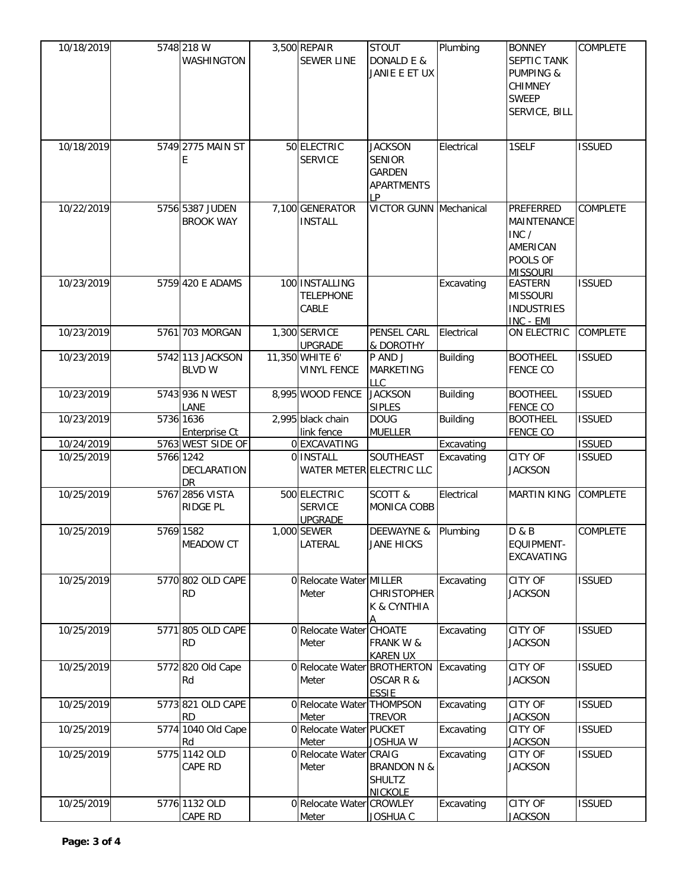| | | | | | | | | |
|---|---|---|---|---|---|---|---|---|
| 10/18/2019 | 5748 | 218 W WASHINGTON | 3,500 | REPAIR SEWER LINE | STOUT DONALD E & JANIE E ET UX | Plumbing | BONNEY SEPTIC TANK PUMPING & CHIMNEY SWEEP SERVICE, BILL | COMPLETE |
| 10/18/2019 | 5749 | 2775 MAIN ST E | 50 | ELECTRIC SERVICE | JACKSON SENIOR GARDEN APARTMENTS LP | Electrical | 1SELF | ISSUED |
| 10/22/2019 | 5756 | 5387 JUDEN BROOK WAY | 7,100 | GENERATOR INSTALL | VICTOR GUNN | Mechanical | PREFERRED MAINTENANCE INC / AMERICAN POOLS OF MISSOURI | COMPLETE |
| 10/23/2019 | 5759 | 420 E ADAMS | 100 | INSTALLING TELEPHONE CABLE | | Excavating | EASTERN MISSOURI INDUSTRIES INC - EMI | ISSUED |
| 10/23/2019 | 5761 | 703 MORGAN | 1,300 | SERVICE UPGRADE | PENSEL CARL & DOROTHY | Electrical | ON ELECTRIC | COMPLETE |
| 10/23/2019 | 5742 | 113 JACKSON BLVD W | 11,350 | WHITE 6' VINYL FENCE | P AND J MARKETING LLC | Building | BOOTHEEL FENCE CO | ISSUED |
| 10/23/2019 | 5743 | 936 N WEST LANE | 8,995 | WOOD FENCE | JACKSON SIPLES | Building | BOOTHEEL FENCE CO | ISSUED |
| 10/23/2019 | 5736 | 1636 Enterprise Ct | 2,995 | black chain link fence | DOUG MUELLER | Building | BOOTHEEL FENCE CO | ISSUED |
| 10/24/2019 | 5763 | WEST SIDE OF | 0 | EXCAVATING | | Excavating | | ISSUED |
| 10/25/2019 | 5766 | 1242 DECLARATION DR | 0 | INSTALL WATER METER | SOUTHEAST ELECTRIC LLC | Excavating | CITY OF JACKSON | ISSUED |
| 10/25/2019 | 5767 | 2856 VISTA RIDGE PL | 500 | ELECTRIC SERVICE UPGRADE | SCOTT & MONICA COBB | Electrical | MARTIN KING | COMPLETE |
| 10/25/2019 | 5769 | 1582 MEADOW CT | 1,000 | SEWER LATERAL | DEEWAYNE & JANE HICKS | Plumbing | D & B EQUIPMENT-EXCAVATING | COMPLETE |
| 10/25/2019 | 5770 | 802 OLD CAPE RD | 0 | Relocate Water Meter | MILLER CHRISTOPHER K & CYNTHIA A | Excavating | CITY OF JACKSON | ISSUED |
| 10/25/2019 | 5771 | 805 OLD CAPE RD | 0 | Relocate Water Meter | CHOATE FRANK W & KAREN UX | Excavating | CITY OF JACKSON | ISSUED |
| 10/25/2019 | 5772 | 820 Old Cape Rd | 0 | Relocate Water Meter | BROTHERTON OSCAR R & ESSIE | Excavating | CITY OF JACKSON | ISSUED |
| 10/25/2019 | 5773 | 821 OLD CAPE RD | 0 | Relocate Water Meter | THOMPSON TREVOR | Excavating | CITY OF JACKSON | ISSUED |
| 10/25/2019 | 5774 | 1040 Old Cape Rd | 0 | Relocate Water Meter | PUCKET JOSHUA W | Excavating | CITY OF JACKSON | ISSUED |
| 10/25/2019 | 5775 | 1142 OLD CAPE RD | 0 | Relocate Water Meter | CRAIG BRANDON N & SHULTZ NICKOLE | Excavating | CITY OF JACKSON | ISSUED |
| 10/25/2019 | 5776 | 1132 OLD CAPE RD | 0 | Relocate Water Meter | CROWLEY JOSHUA C | Excavating | CITY OF JACKSON | ISSUED |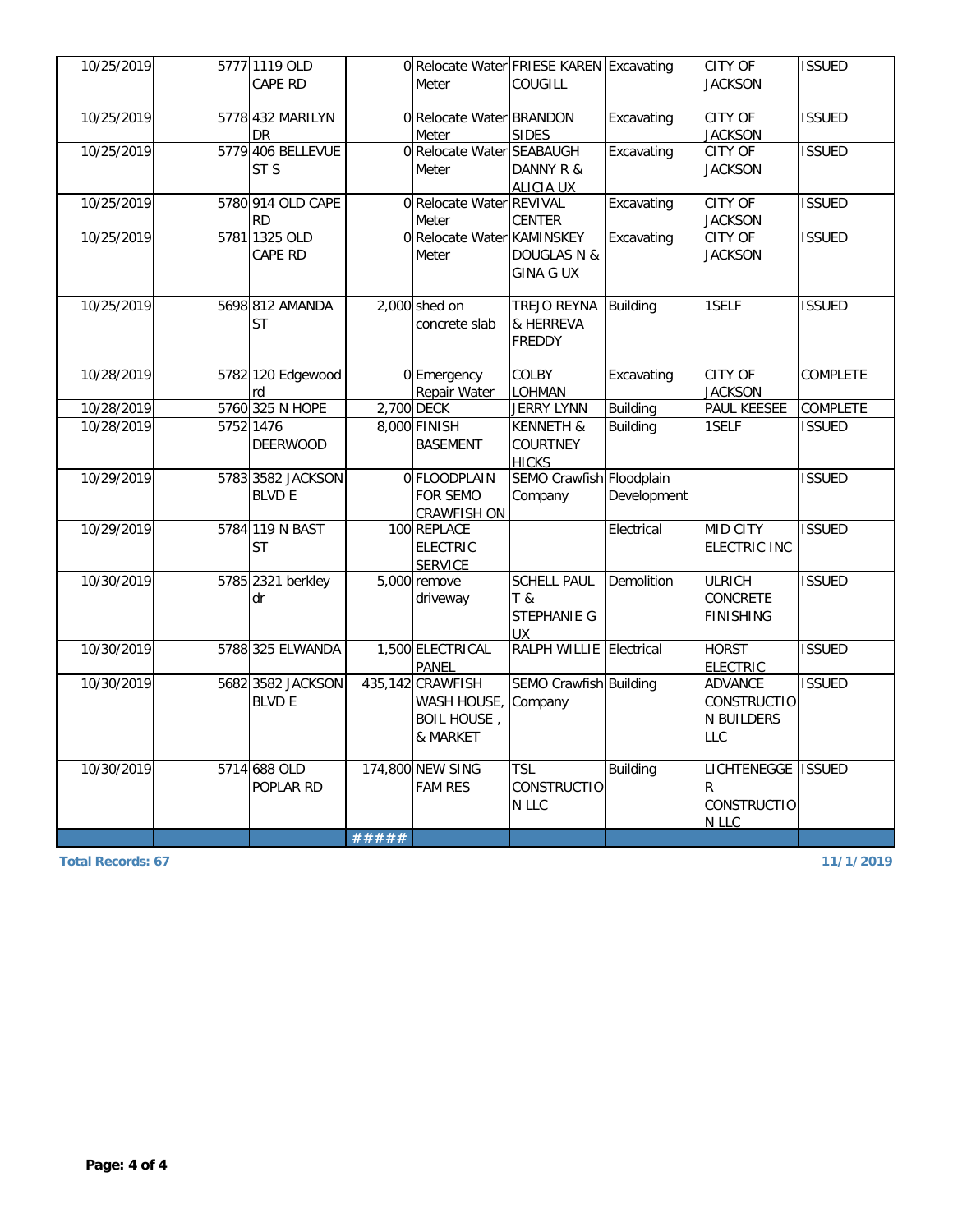| | | | | | | | | |
|---|---|---|---|---|---|---|---|---|
| 10/25/2019 | 5777 | 1119 OLD CAPE RD | 0 | Relocate Water Meter | FRIESE KAREN COUGILL | Excavating | CITY OF JACKSON | ISSUED |
| 10/25/2019 | 5778 | 432 MARILYN DR | 0 | Relocate Water Meter | BRANDON SIDES | Excavating | CITY OF JACKSON | ISSUED |
| 10/25/2019 | 5779 | 406 BELLEVUE ST S | 0 | Relocate Water Meter | SEABAUGH DANNY R & ALICIA UX | Excavating | CITY OF JACKSON | ISSUED |
| 10/25/2019 | 5780 | 914 OLD CAPE RD | 0 | Relocate Water Meter | REVIVAL CENTER | Excavating | CITY OF JACKSON | ISSUED |
| 10/25/2019 | 5781 | 1325 OLD CAPE RD | 0 | Relocate Water Meter | KAMINSKEY DOUGLAS N & GINA G UX | Excavating | CITY OF JACKSON | ISSUED |
| 10/25/2019 | 5698 | 812 AMANDA ST | 2,000 | shed on concrete slab | TREJO REYNA & HERREVA FREDDY | Building | 1SELF | ISSUED |
| 10/28/2019 | 5782 | 120 Edgewood rd | 0 | Emergency Repair Water | COLBY LOHMAN | Excavating | CITY OF JACKSON | COMPLETE |
| 10/28/2019 | 5760 | 325 N HOPE | 2,700 | DECK | JERRY LYNN | Building | PAUL KEESEE | COMPLETE |
| 10/28/2019 | 5752 | 1476 DEERWOOD | 8,000 | FINISH BASEMENT | KENNETH & COURTNEY HICKS | Building | 1SELF | ISSUED |
| 10/29/2019 | 5783 | 3582 JACKSON BLVD E | 0 | FLOODPLAIN FOR SEMO CRAWFISH ON | SEMO Crawfish Company | Floodplain Development | | ISSUED |
| 10/29/2019 | 5784 | 119 N BAST ST | 100 | REPLACE ELECTRIC SERVICE | | Electrical | MID CITY ELECTRIC INC | ISSUED |
| 10/30/2019 | 5785 | 2321 berkley dr | 5,000 | remove driveway | SCHELL PAUL T & STEPHANIE G UX | Demolition | ULRICH CONCRETE FINISHING | ISSUED |
| 10/30/2019 | 5788 | 325 ELWANDA | 1,500 | ELECTRICAL PANEL | RALPH WILLIE | Electrical | HORST ELECTRIC | ISSUED |
| 10/30/2019 | 5682 | 3582 JACKSON BLVD E | 435,142 | CRAWFISH WASH HOUSE, BOIL HOUSE , & MARKET | SEMO Crawfish Company | Building | ADVANCE CONSTRUCTION BUILDERS LLC | ISSUED |
| 10/30/2019 | 5714 | 688 OLD POPLAR RD | 174,800 | NEW SING FAM RES | TSL CONSTRUCTION LLC | Building | LICHTENEGGER CONSTRUCTION LLC | ISSUED |
| | | | ##### | | | | | |

**Total Records: 67**

**11/1/2019**